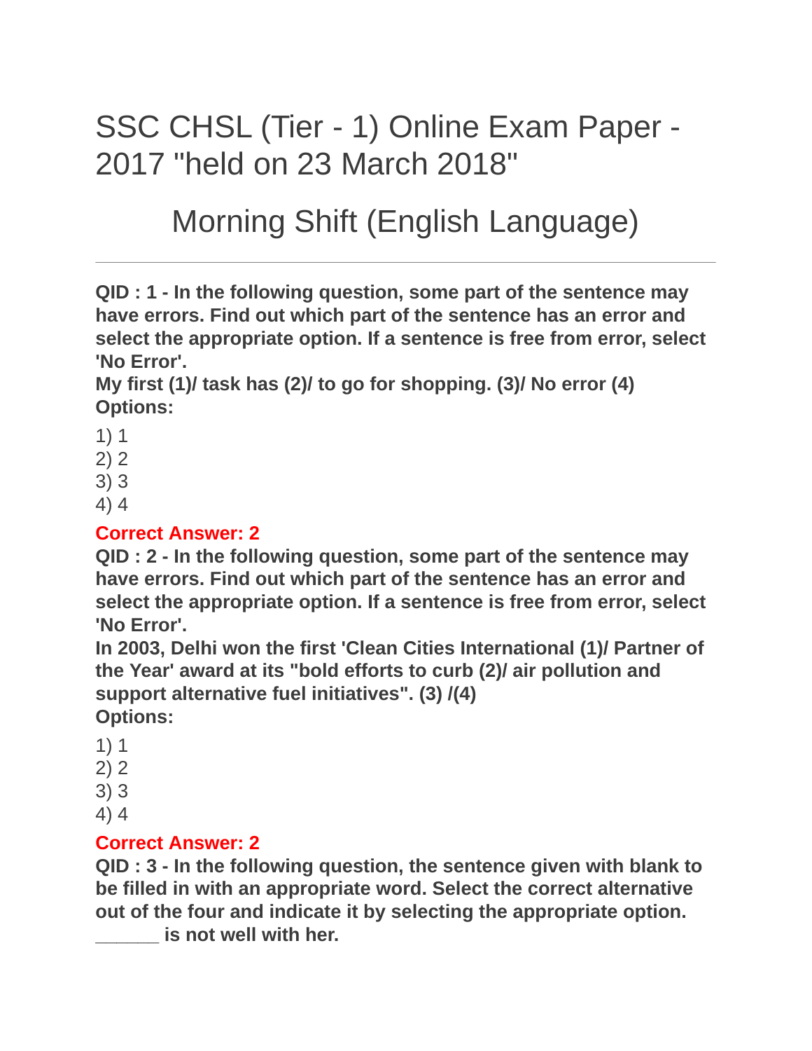# SSC CHSL (Tier - 1) Online Exam Paper - 2017 "held on 23 March 2018"

## Morning Shift (English Language)

---

**QID : 1 - In the following question, some part of the sentence may have errors. Find out which part of the sentence has an error and select the appropriate option. If a sentence is free from error, select 'No Error'.**
**My first (1)/ task has (2)/ to go for shopping. (3)/ No error (4)**
**Options:**

1) 1
2) 2
3) 3
4) 4

**Correct Answer: 2**

**QID : 2 - In the following question, some part of the sentence may have errors. Find out which part of the sentence has an error and select the appropriate option. If a sentence is free from error, select 'No Error'.**
**In 2003, Delhi won the first 'Clean Cities International (1)/ Partner of the Year' award at its "bold efforts to curb (2)/ air pollution and support alternative fuel initiatives". (3) /(4)**
**Options:**

1) 1
2) 2
3) 3
4) 4

**Correct Answer: 2**

**QID : 3 - In the following question, the sentence given with blank to be filled in with an appropriate word. Select the correct alternative out of the four and indicate it by selecting the appropriate option.**
**______ is not well with her.**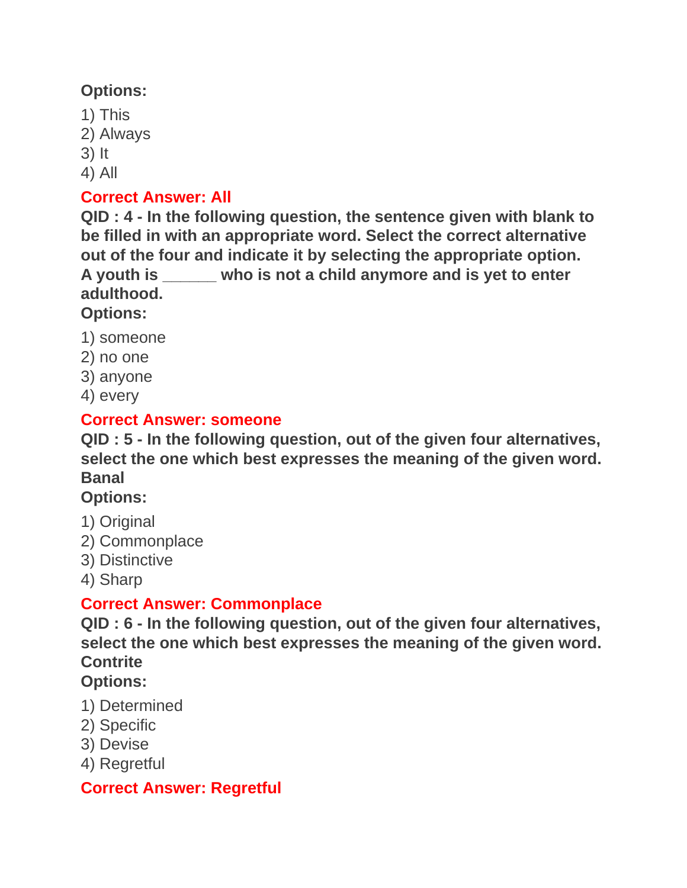**Options:**

1) This
2) Always
3) It
4) All

**Correct Answer: All**

**QID : 4 - In the following question, the sentence given with blank to be filled in with an appropriate word. Select the correct alternative out of the four and indicate it by selecting the appropriate option.**
**A youth is ______ who is not a child anymore and is yet to enter adulthood.**

**Options:**

1) someone
2) no one
3) anyone
4) every

**Correct Answer: someone**

**QID : 5 - In the following question, out of the given four alternatives, select the one which best expresses the meaning of the given word.**
**Banal**

**Options:**

1) Original
2) Commonplace
3) Distinctive
4) Sharp

**Correct Answer: Commonplace**

**QID : 6 - In the following question, out of the given four alternatives, select the one which best expresses the meaning of the given word.**
**Contrite**

**Options:**

1) Determined
2) Specific
3) Devise
4) Regretful

**Correct Answer: Regretful**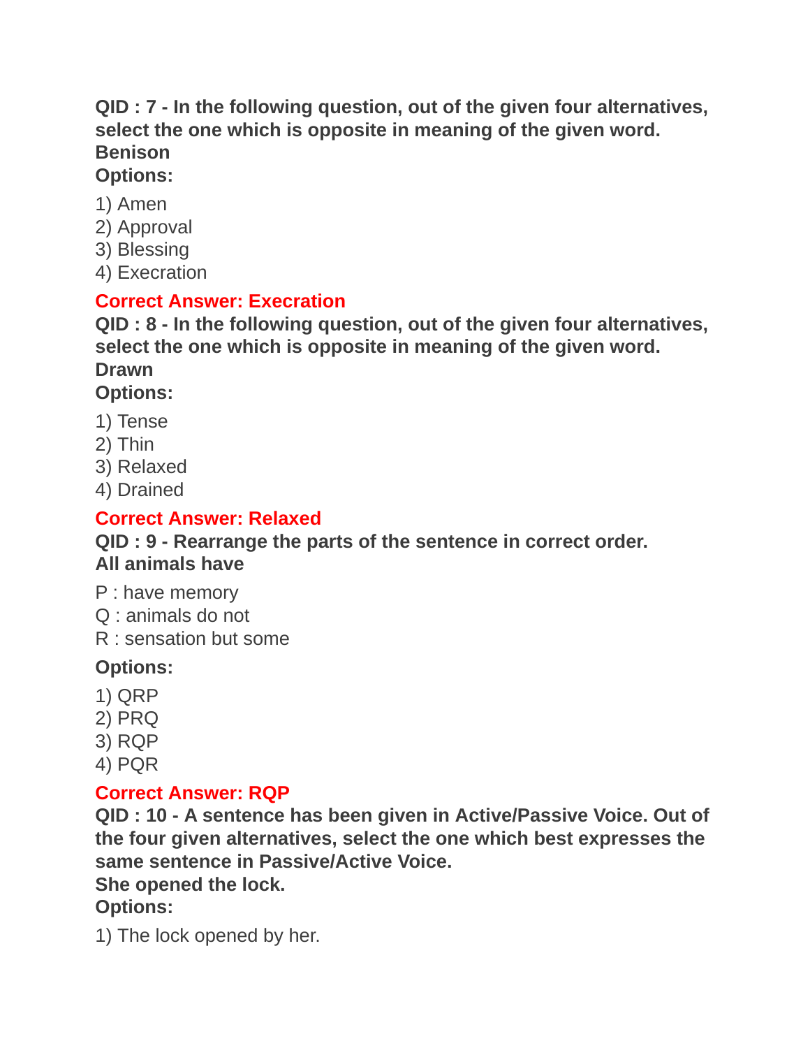**QID : 7 - In the following question, out of the given four alternatives, select the one which is opposite in meaning of the given word.**
**Benison**
**Options:**

1) Amen
2) Approval
3) Blessing
4) Execration

**Correct Answer: Execration**

**QID : 8 - In the following question, out of the given four alternatives, select the one which is opposite in meaning of the given word.**
**Drawn**
**Options:**

1) Tense
2) Thin
3) Relaxed
4) Drained

**Correct Answer: Relaxed**

**QID : 9 - Rearrange the parts of the sentence in correct order.**
**All animals have**

P : have memory
Q : animals do not
R : sensation but some

**Options:**

1) QRP
2) PRQ
3) RQP
4) PQR

**Correct Answer: RQP**

**QID : 10 - A sentence has been given in Active/Passive Voice. Out of the four given alternatives, select the one which best expresses the same sentence in Passive/Active Voice.**
**She opened the lock.**
**Options:**

1) The lock opened by her.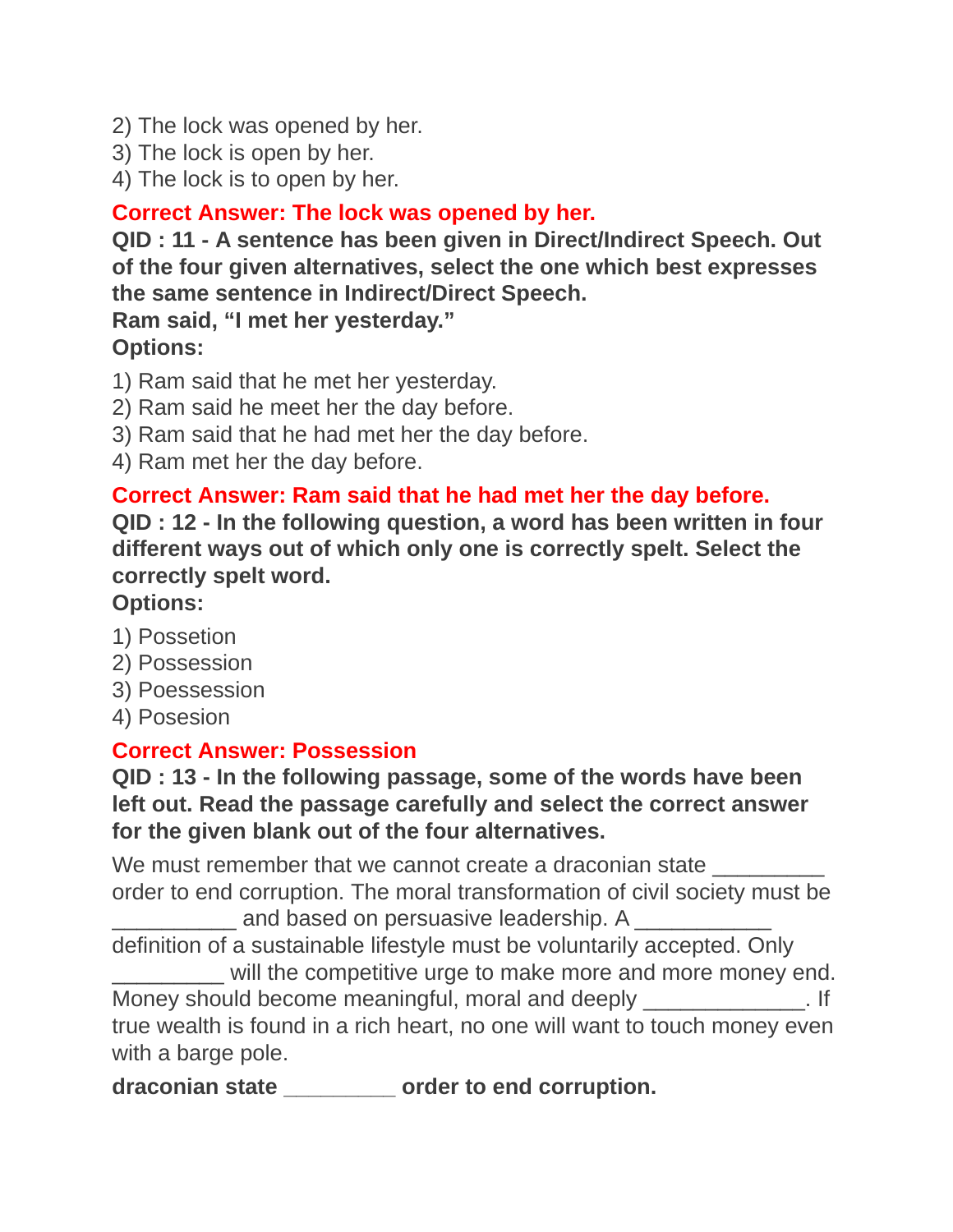2) The lock was opened by her.
3) The lock is open by her.
4) The lock is to open by her.

**Correct Answer: The lock was opened by her.**

**QID : 11 - A sentence has been given in Direct/Indirect Speech. Out of the four given alternatives, select the one which best expresses the same sentence in Indirect/Direct Speech.**
**Ram said, “I met her yesterday.”**
**Options:**

1) Ram said that he met her yesterday.
2) Ram said he meet her the day before.
3) Ram said that he had met her the day before.
4) Ram met her the day before.

**Correct Answer: Ram said that he had met her the day before.**

**QID : 12 - In the following question, a word has been written in four different ways out of which only one is correctly spelt. Select the correctly spelt word.**
**Options:**

1) Possetion
2) Possession
3) Poessession
4) Posesion

**Correct Answer: Possession**

**QID : 13 - In the following passage, some of the words have been left out. Read the passage carefully and select the correct answer for the given blank out of the four alternatives.**

We must remember that we cannot create a draconian state _________ order to end corruption. The moral transformation of civil society must be __________ and based on persuasive leadership. A ___________ definition of a sustainable lifestyle must be voluntarily accepted. Only _________ will the competitive urge to make more and more money end. Money should become meaningful, moral and deeply _____________. If true wealth is found in a rich heart, no one will want to touch money even with a barge pole.

**draconian state _________ order to end corruption.**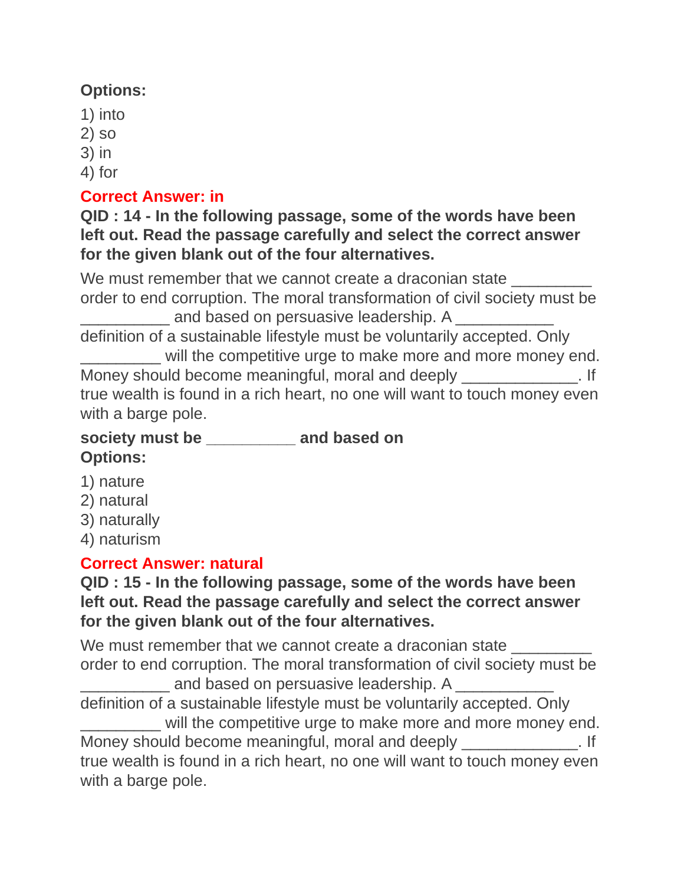**Options:**

1) into
2) so
3) in
4) for

**Correct Answer: in**

**QID : 14 - In the following passage, some of the words have been left out. Read the passage carefully and select the correct answer for the given blank out of the four alternatives.**

We must remember that we cannot create a draconian state _________ order to end corruption. The moral transformation of civil society must be __________ and based on persuasive leadership. A ___________ definition of a sustainable lifestyle must be voluntarily accepted. Only _________ will the competitive urge to make more and more money end. Money should become meaningful, moral and deeply _____________. If true wealth is found in a rich heart, no one will want to touch money even with a barge pole.

**society must be __________ and based on**

**Options:**

1) nature
2) natural
3) naturally
4) naturism

**Correct Answer: natural**

**QID : 15 - In the following passage, some of the words have been left out. Read the passage carefully and select the correct answer for the given blank out of the four alternatives.**

We must remember that we cannot create a draconian state _________ order to end corruption. The moral transformation of civil society must be __________ and based on persuasive leadership. A ___________ definition of a sustainable lifestyle must be voluntarily accepted. Only _________ will the competitive urge to make more and more money end. Money should become meaningful, moral and deeply _____________. If true wealth is found in a rich heart, no one will want to touch money even with a barge pole.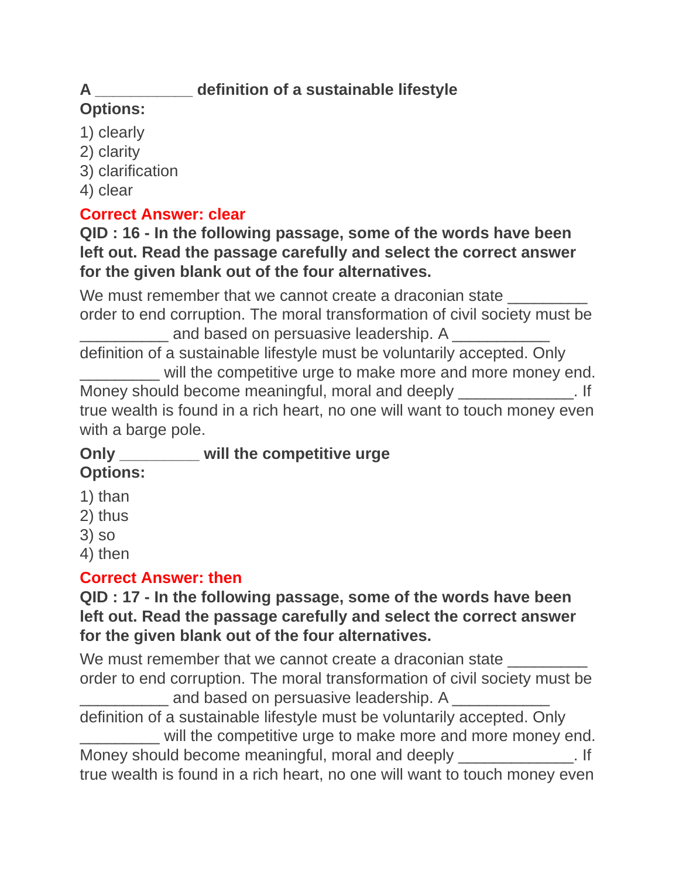**A ___________ definition of a sustainable lifestyle**
**Options:**

1) clearly
2) clarity
3) clarification
4) clear

**Correct Answer: clear**

**QID : 16 - In the following passage, some of the words have been left out. Read the passage carefully and select the correct answer for the given blank out of the four alternatives.**

We must remember that we cannot create a draconian state _________ order to end corruption. The moral transformation of civil society must be __________ and based on persuasive leadership. A ___________ definition of a sustainable lifestyle must be voluntarily accepted. Only _________ will the competitive urge to make more and more money end. Money should become meaningful, moral and deeply _____________. If true wealth is found in a rich heart, no one will want to touch money even with a barge pole.

**Only _________ will the competitive urge**
**Options:**

1) than
2) thus
3) so
4) then

**Correct Answer: then**

**QID : 17 - In the following passage, some of the words have been left out. Read the passage carefully and select the correct answer for the given blank out of the four alternatives.**

We must remember that we cannot create a draconian state _________ order to end corruption. The moral transformation of civil society must be __________ and based on persuasive leadership. A ___________ definition of a sustainable lifestyle must be voluntarily accepted. Only _________ will the competitive urge to make more and more money end. Money should become meaningful, moral and deeply _____________. If true wealth is found in a rich heart, no one will want to touch money even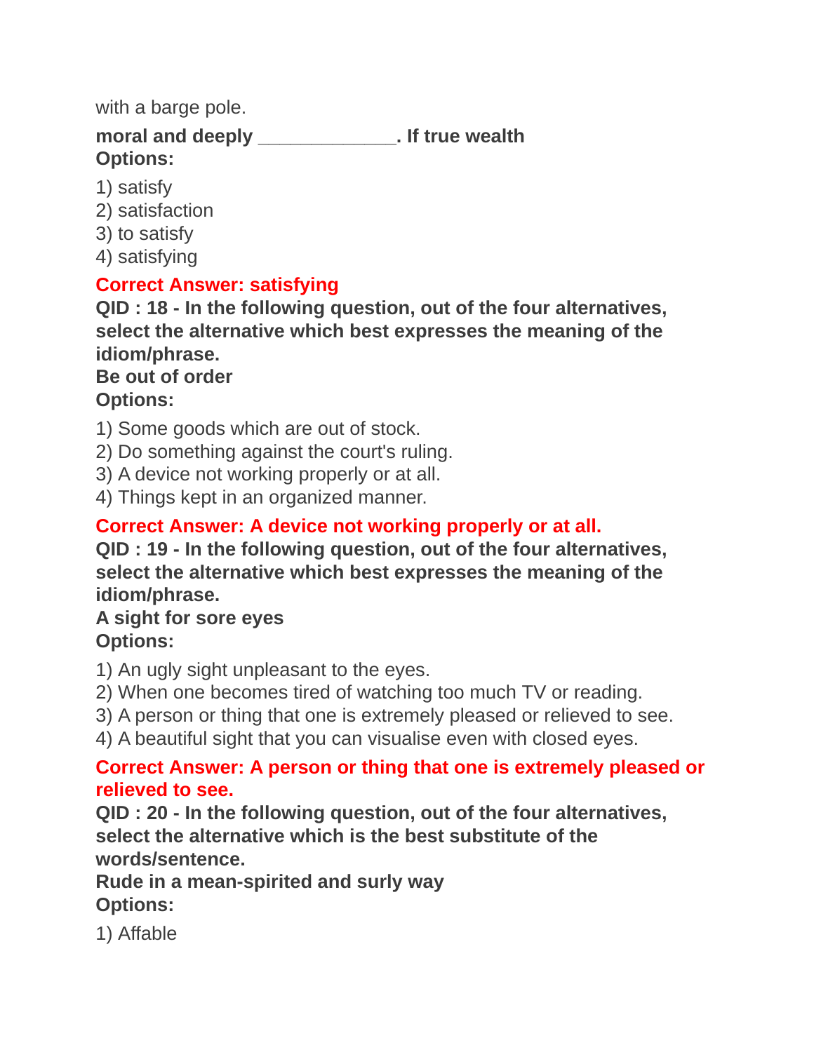with a barge pole.

**moral and deeply _____________. If true wealth**
**Options:**

1) satisfy
2) satisfaction
3) to satisfy
4) satisfying

**Correct Answer: satisfying**

**QID : 18 - In the following question, out of the four alternatives, select the alternative which best expresses the meaning of the idiom/phrase.**
**Be out of order**
**Options:**

1) Some goods which are out of stock.
2) Do something against the court's ruling.
3) A device not working properly or at all.
4) Things kept in an organized manner.

**Correct Answer: A device not working properly or at all.**

**QID : 19 - In the following question, out of the four alternatives, select the alternative which best expresses the meaning of the idiom/phrase.**
**A sight for sore eyes**
**Options:**

1) An ugly sight unpleasant to the eyes.
2) When one becomes tired of watching too much TV or reading.
3) A person or thing that one is extremely pleased or relieved to see.
4) A beautiful sight that you can visualise even with closed eyes.

**Correct Answer: A person or thing that one is extremely pleased or relieved to see.**

**QID : 20 - In the following question, out of the four alternatives, select the alternative which is the best substitute of the words/sentence.**
**Rude in a mean-spirited and surly way**
**Options:**

1) Affable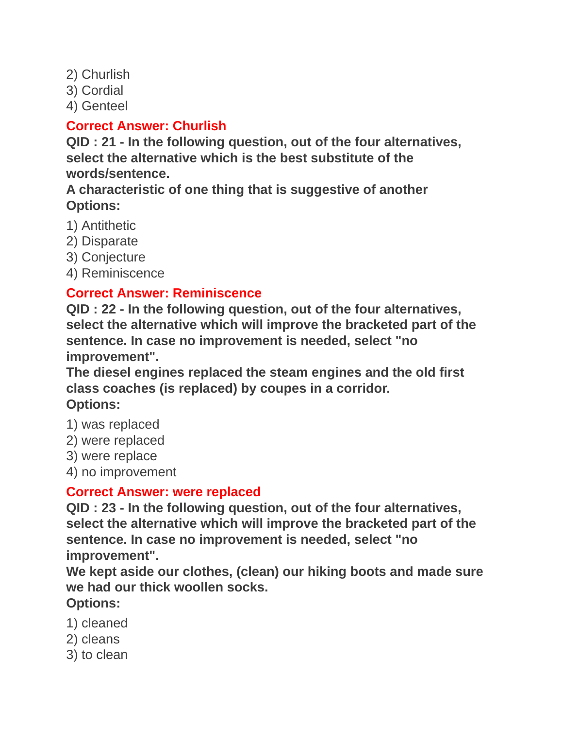2) Churlish
3) Cordial
4) Genteel

**Correct Answer: Churlish**

**QID : 21 - In the following question, out of the four alternatives, select the alternative which is the best substitute of the words/sentence.**
**A characteristic of one thing that is suggestive of another**
**Options:**

1) Antithetic
2) Disparate
3) Conjecture
4) Reminiscence

**Correct Answer: Reminiscence**

**QID : 22 - In the following question, out of the four alternatives, select the alternative which will improve the bracketed part of the sentence. In case no improvement is needed, select "no improvement".**
**The diesel engines replaced the steam engines and the old first class coaches (is replaced) by coupes in a corridor.**
**Options:**

1) was replaced
2) were replaced
3) were replace
4) no improvement

**Correct Answer: were replaced**

**QID : 23 - In the following question, out of the four alternatives, select the alternative which will improve the bracketed part of the sentence. In case no improvement is needed, select "no improvement".**
**We kept aside our clothes, (clean) our hiking boots and made sure we had our thick woollen socks.**
**Options:**

1) cleaned
2) cleans
3) to clean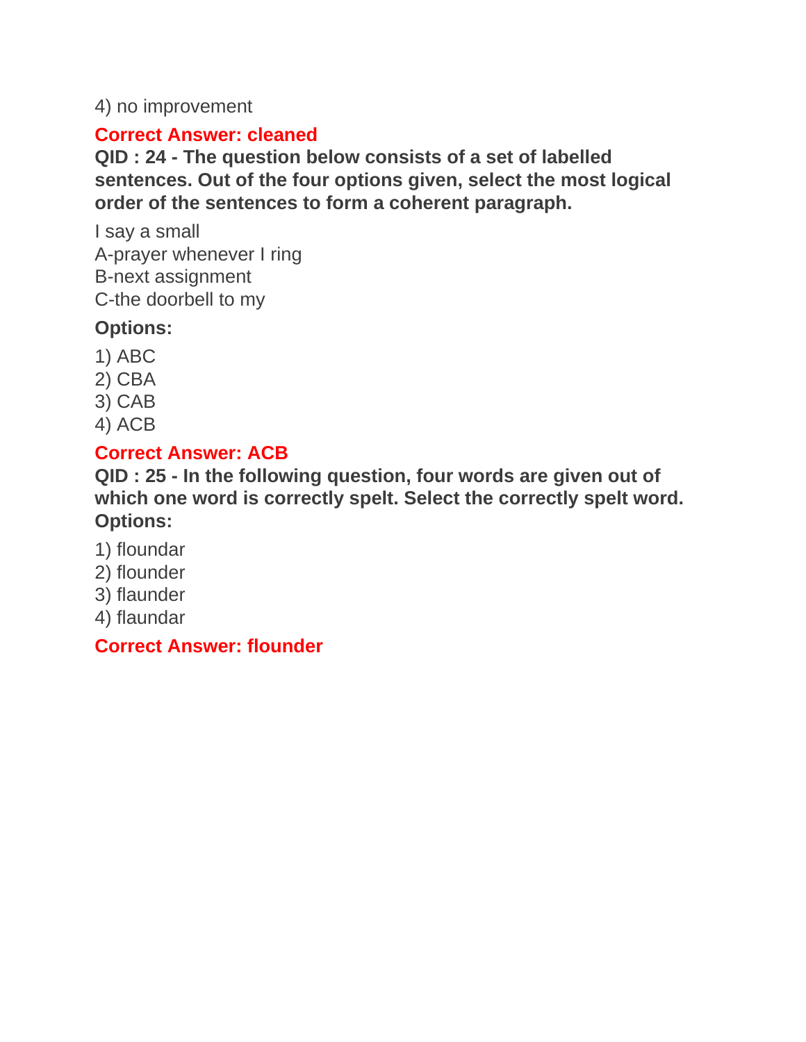4) no improvement

**Correct Answer: cleaned**

**QID : 24 - The question below consists of a set of labelled sentences. Out of the four options given, select the most logical order of the sentences to form a coherent paragraph.**

I say a small
A-prayer whenever I ring
B-next assignment
C-the doorbell to my

**Options:**

1) ABC
2) CBA
3) CAB
4) ACB

**Correct Answer: ACB**

**QID : 25 - In the following question, four words are given out of which one word is correctly spelt. Select the correctly spelt word.**
**Options:**

1) floundar
2) flounder
3) flaunder
4) flaundar

**Correct Answer: flounder**